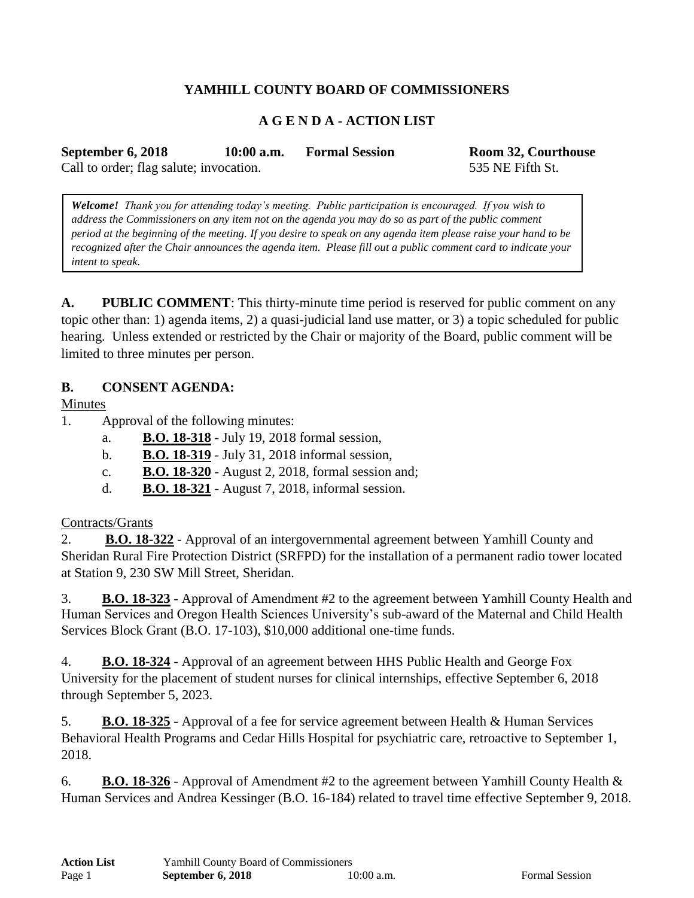**YAMHILL COUNTY BOARD OF COMMISSIONERS**

**A G E N D A - ACTION LIST**

**September 6, 2018** **10:00 a.m.** **Formal Session** **Room 32, Courthouse**
Call to order; flag salute; invocation. 535 NE Fifth St.

> ***Welcome!*** *Thank you for attending today's meeting. Public participation is encouraged. If you wish to address the Commissioners on any item not on the agenda you may do so as part of the public comment period at the beginning of the meeting. If you desire to speak on any agenda item please raise your hand to be recognized after the Chair announces the agenda item. Please fill out a public comment card to indicate your intent to speak.*

**A. PUBLIC COMMENT**: This thirty-minute time period is reserved for public comment on any topic other than: 1) agenda items, 2) a quasi-judicial land use matter, or 3) a topic scheduled for public hearing. Unless extended or restricted by the Chair or majority of the Board, public comment will be limited to three minutes per person.

**B. CONSENT AGENDA:**

Minutes

1. Approval of the following minutes:
   a. **B.O. 18-318** - July 19, 2018 formal session,
   b. **B.O. 18-319** - July 31, 2018 informal session,
   c. **B.O. 18-320** - August 2, 2018, formal session and;
   d. **B.O. 18-321** - August 7, 2018, informal session.

Contracts/Grants

2. **B.O. 18-322** - Approval of an intergovernmental agreement between Yamhill County and Sheridan Rural Fire Protection District (SRFPD) for the installation of a permanent radio tower located at Station 9, 230 SW Mill Street, Sheridan.

3. **B.O. 18-323** - Approval of Amendment #2 to the agreement between Yamhill County Health and Human Services and Oregon Health Sciences University's sub-award of the Maternal and Child Health Services Block Grant (B.O. 17-103), $10,000 additional one-time funds.

4. **B.O. 18-324** - Approval of an agreement between HHS Public Health and George Fox University for the placement of student nurses for clinical internships, effective September 6, 2018 through September 5, 2023.

5. **B.O. 18-325** - Approval of a fee for service agreement between Health & Human Services Behavioral Health Programs and Cedar Hills Hospital for psychiatric care, retroactive to September 1, 2018.

6. **B.O. 18-326** - Approval of Amendment #2 to the agreement between Yamhill County Health & Human Services and Andrea Kessinger (B.O. 16-184) related to travel time effective September 9, 2018.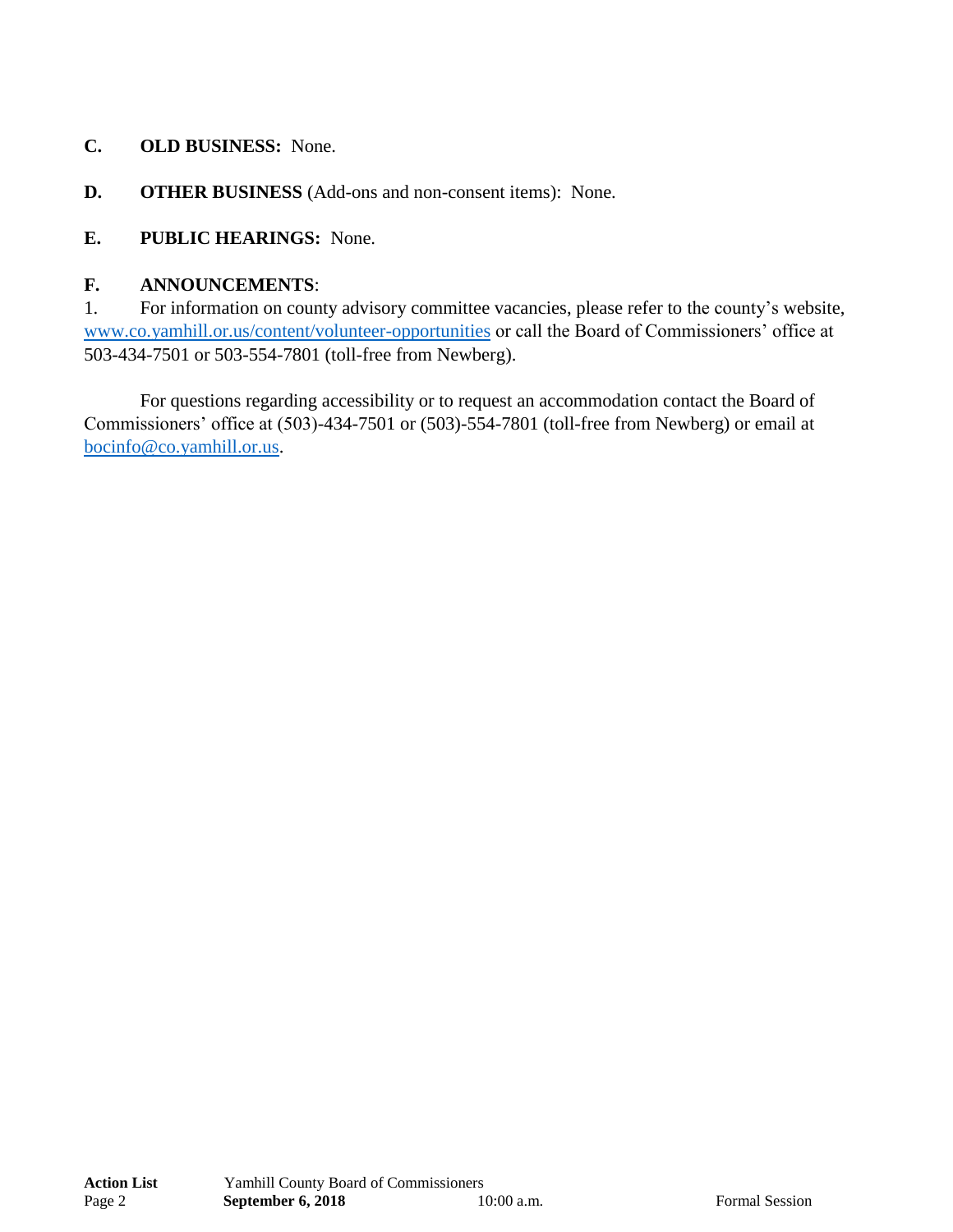**C. OLD BUSINESS:** None.

**D. OTHER BUSINESS** (Add-ons and non-consent items): None.

**E. PUBLIC HEARINGS:** None.

**F. ANNOUNCEMENTS**:

1. For information on county advisory committee vacancies, please refer to the county's website, www.co.yamhill.or.us/content/volunteer-opportunities or call the Board of Commissioners' office at 503-434-7501 or 503-554-7801 (toll-free from Newberg).

For questions regarding accessibility or to request an accommodation contact the Board of Commissioners' office at (503)-434-7501 or (503)-554-7801 (toll-free from Newberg) or email at bocinfo@co.yamhill.or.us.